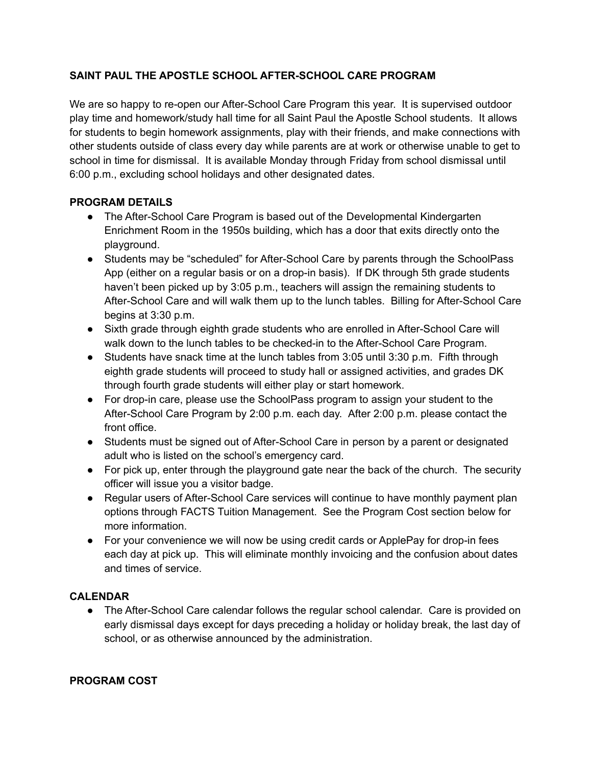**SAINT PAUL THE APOSTLE SCHOOL AFTER-SCHOOL CARE PROGRAM**

We are so happy to re-open our After-School Care Program this year. It is supervised outdoor play time and homework/study hall time for all Saint Paul the Apostle School students. It allows for students to begin homework assignments, play with their friends, and make connections with other students outside of class every day while parents are at work or otherwise unable to get to school in time for dismissal. It is available Monday through Friday from school dismissal until 6:00 p.m., excluding school holidays and other designated dates.

**PROGRAM DETAILS**

- The After-School Care Program is based out of the Developmental Kindergarten Enrichment Room in the 1950s building, which has a door that exits directly onto the playground.
- Students may be "scheduled" for After-School Care by parents through the SchoolPass App (either on a regular basis or on a drop-in basis). If DK through 5th grade students haven't been picked up by 3:05 p.m., teachers will assign the remaining students to After-School Care and will walk them up to the lunch tables. Billing for After-School Care begins at 3:30 p.m.
- Sixth grade through eighth grade students who are enrolled in After-School Care will walk down to the lunch tables to be checked-in to the After-School Care Program.
- Students have snack time at the lunch tables from 3:05 until 3:30 p.m. Fifth through eighth grade students will proceed to study hall or assigned activities, and grades DK through fourth grade students will either play or start homework.
- For drop-in care, please use the SchoolPass program to assign your student to the After-School Care Program by 2:00 p.m. each day. After 2:00 p.m. please contact the front office.
- Students must be signed out of After-School Care in person by a parent or designated adult who is listed on the school's emergency card.
- For pick up, enter through the playground gate near the back of the church. The security officer will issue you a visitor badge.
- Regular users of After-School Care services will continue to have monthly payment plan options through FACTS Tuition Management. See the Program Cost section below for more information.
- For your convenience we will now be using credit cards or ApplePay for drop-in fees each day at pick up. This will eliminate monthly invoicing and the confusion about dates and times of service.

**CALENDAR**

- The After-School Care calendar follows the regular school calendar. Care is provided on early dismissal days except for days preceding a holiday or holiday break, the last day of school, or as otherwise announced by the administration.

**PROGRAM COST**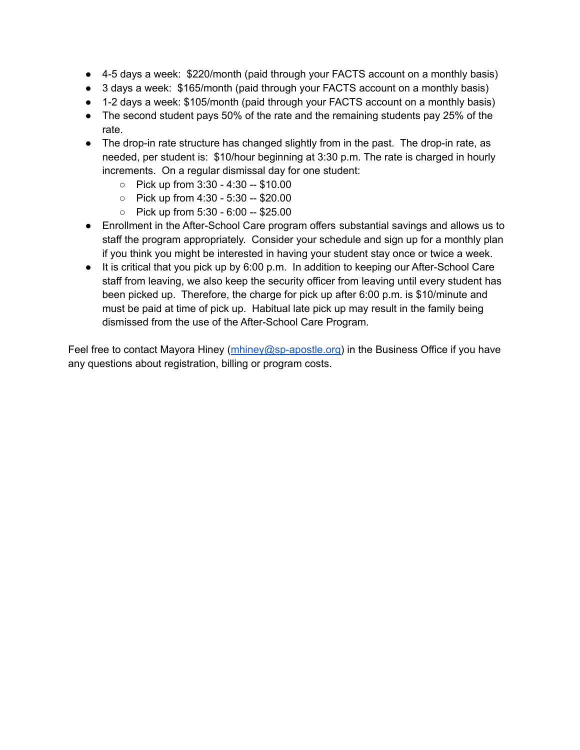- 4-5 days a week: $220/month (paid through your FACTS account on a monthly basis)
- 3 days a week: $165/month (paid through your FACTS account on a monthly basis)
- 1-2 days a week: $105/month (paid through your FACTS account on a monthly basis)
- The second student pays 50% of the rate and the remaining students pay 25% of the rate.
- The drop-in rate structure has changed slightly from in the past. The drop-in rate, as needed, per student is: $10/hour beginning at 3:30 p.m. The rate is charged in hourly increments. On a regular dismissal day for one student:
  - Pick up from 3:30 - 4:30 -- $10.00
  - Pick up from 4:30 - 5:30 -- $20.00
  - Pick up from 5:30 - 6:00 -- $25.00
- Enrollment in the After-School Care program offers substantial savings and allows us to staff the program appropriately. Consider your schedule and sign up for a monthly plan if you think you might be interested in having your student stay once or twice a week.
- It is critical that you pick up by 6:00 p.m. In addition to keeping our After-School Care staff from leaving, we also keep the security officer from leaving until every student has been picked up. Therefore, the charge for pick up after 6:00 p.m. is $10/minute and must be paid at time of pick up. Habitual late pick up may result in the family being dismissed from the use of the After-School Care Program.

Feel free to contact Mayora Hiney ([mhiney@sp-apostle.org](mailto:mhiney@sp-apostle.org)) in the Business Office if you have any questions about registration, billing or program costs.